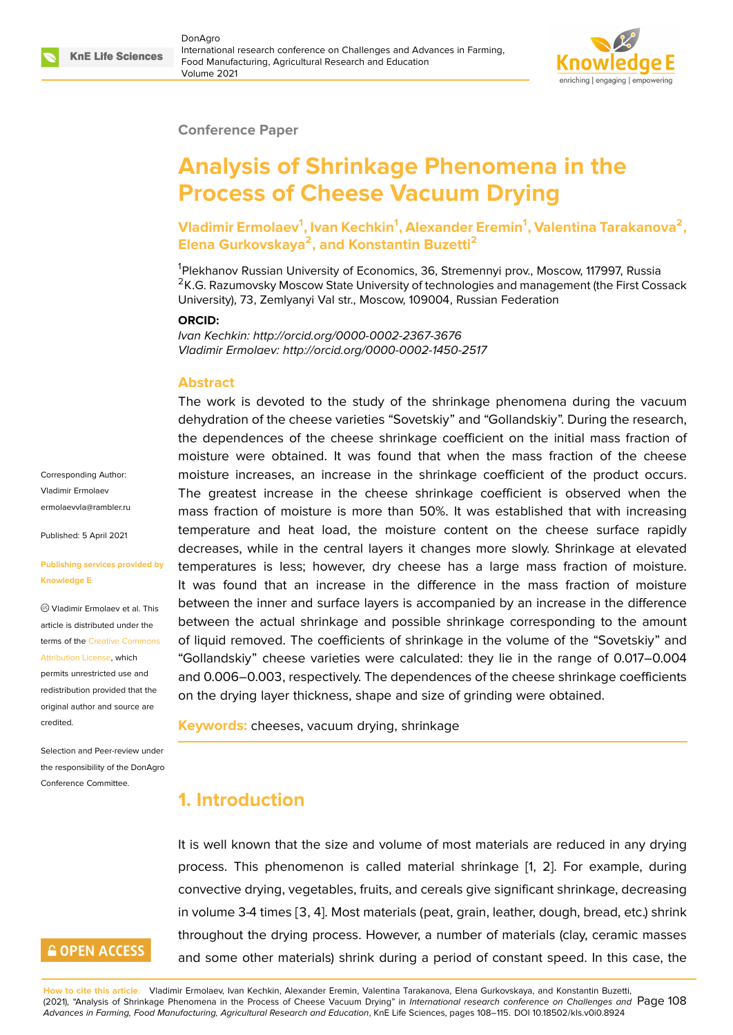Conference Paper

# Analysis of Shrinkage Phenomena in the Process of Cheese Vacuum Drying

**Vladimir Ermolaev[1], Ivan Kechkin[1], Alexander Eremin[1], Valentina Tarakanova[2], Elena Gurkovskaya[2], and Konstantin Buzetti[2]**

[1]Plekhanov Russian University of Economics, 36, Stremennyi prov., Moscow, 117997, Russia
[2]K.G. Razumovsky Moscow State University of technologies and management (the First Cossack University), 73, Zemlyanyi Val str., Moscow, 109004, Russian Federation

**ORCID:**

*Ivan Kechkin: http://orcid.org/0000-0002-2367-3676*
*Vladimir Ermolaev: http://orcid.org/0000-0002-1450-2517*

Corresponding Author: Vladimir Ermolaev ermolaevvla@rambler.ru

Published: 5 April 2021

Publishing services provided by Knowledge E

Vladimir Ermolaev et al. This article is distributed under the terms of the Creative Commons Attribution License, which permits unrestricted use and redistribution provided that the original author and source are credited.

Selection and Peer-review under the responsibility of the DonAgro Conference Committee.

## Abstract

The work is devoted to the study of the shrinkage phenomena during the vacuum dehydration of the cheese varieties "Sovetskiy" and "Gollandskiy". During the research, the dependences of the cheese shrinkage coefficient on the initial mass fraction of moisture were obtained. It was found that when the mass fraction of the cheese moisture increases, an increase in the shrinkage coefficient of the product occurs. The greatest increase in the cheese shrinkage coefficient is observed when the mass fraction of moisture is more than 50%. It was established that with increasing temperature and heat load, the moisture content on the cheese surface rapidly decreases, while in the central layers it changes more slowly. Shrinkage at elevated temperatures is less; however, dry cheese has a large mass fraction of moisture. It was found that an increase in the difference in the mass fraction of moisture between the inner and surface layers is accompanied by an increase in the difference between the actual shrinkage and possible shrinkage corresponding to the amount of liquid removed. The coefficients of shrinkage in the volume of the "Sovetskiy" and "Gollandskiy" cheese varieties were calculated: they lie in the range of 0.017–0.004 and 0.006–0.003, respectively. The dependences of the cheese shrinkage coefficients on the drying layer thickness, shape and size of grinding were obtained.

**Keywords:** cheeses, vacuum drying, shrinkage

## 1. Introduction

It is well known that the size and volume of most materials are reduced in any drying process. This phenomenon is called material shrinkage [1, 2]. For example, during convective drying, vegetables, fruits, and cereals give significant shrinkage, decreasing in volume 3-4 times [3, 4]. Most materials (peat, grain, leather, dough, bread, etc.) shrink throughout the drying process. However, a number of materials (clay, ceramic masses and some other materials) shrink during a period of constant speed. In this case, the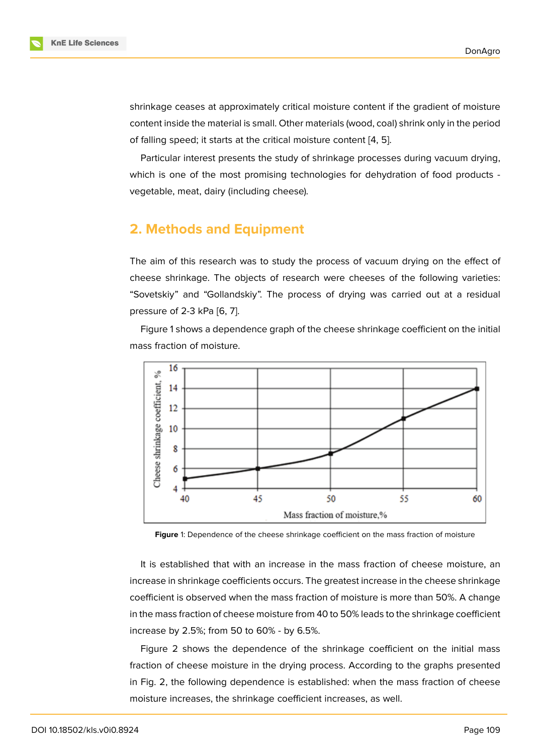shrinkage ceases at approximately critical moisture content if the gradient of moisture content inside the material is small. Other materials (wood, coal) shrink only in the period of falling speed; it starts at the critical moisture content [4, 5].

Particular interest presents the study of shrinkage processes during vacuum drying, which is one of the most promising technologies for dehydration of food products - vegetable, meat, dairy (including cheese).

## 2. Methods and Equipment

The aim of this research was to study the process of vacuum drying on the effect of cheese shrinkage. The objects of research were cheeses of the following varieties: “Sovetskiy” and “Gollandskiy”. The process of drying was carried out at a residual pressure of 2-3 kPa [6, 7].

Figure 1 shows a dependence graph of the cheese shrinkage coefficient on the initial mass fraction of moisture.

**Figure** 1: Dependence of the cheese shrinkage coefficient on the mass fraction of moisture

It is established that with an increase in the mass fraction of cheese moisture, an increase in shrinkage coefficients occurs. The greatest increase in the cheese shrinkage coefficient is observed when the mass fraction of moisture is more than 50%. A change in the mass fraction of cheese moisture from 40 to 50% leads to the shrinkage coefficient increase by 2.5%; from 50 to 60% - by 6.5%.

Figure 2 shows the dependence of the shrinkage coefficient on the initial mass fraction of cheese moisture in the drying process. According to the graphs presented in Fig. 2, the following dependence is established: when the mass fraction of cheese moisture increases, the shrinkage coefficient increases, as well.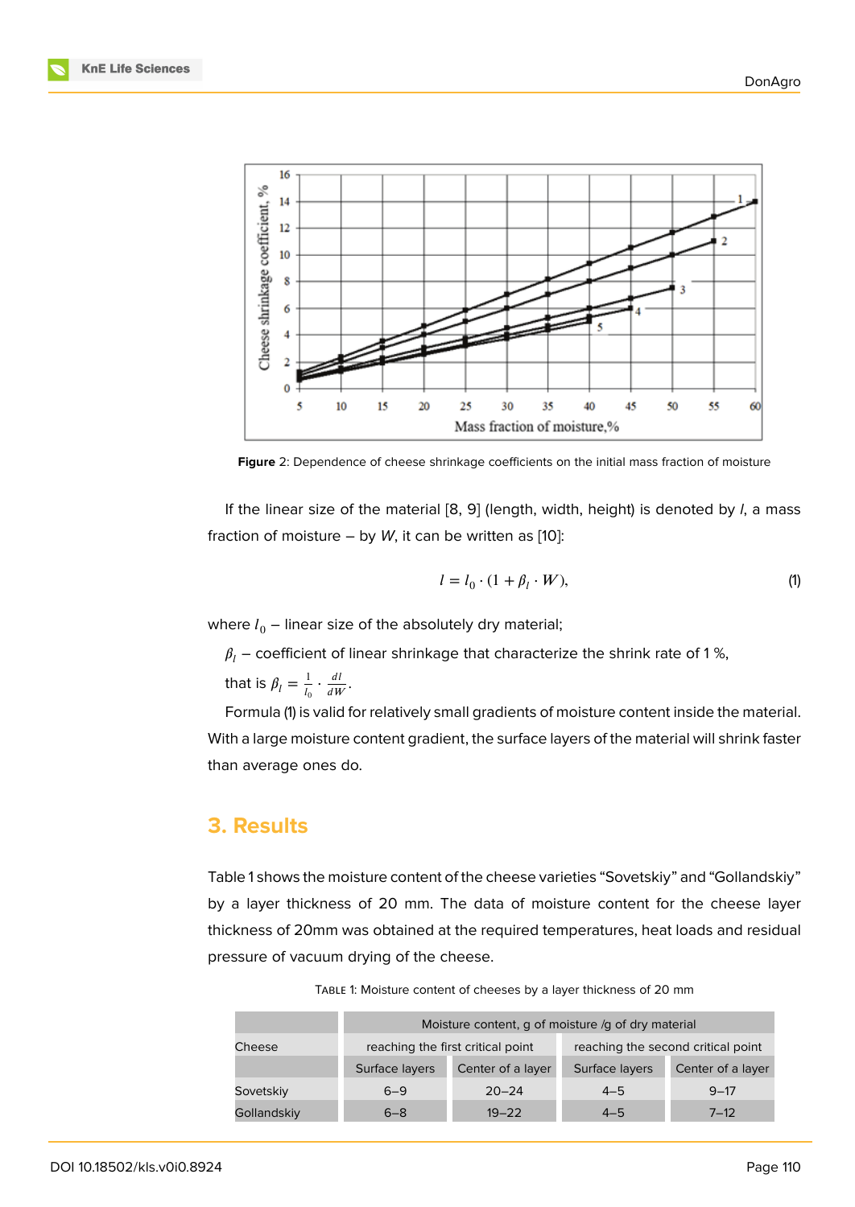Figure 2: Dependence of cheese shrinkage coefficients on the initial mass fraction of moisture

If the linear size of the material [8, 9] (length, width, height) is denoted by $l$, a mass fraction of moisture – by $W$, it can be written as [10]:

$$l = l_0 \cdot (1 + \beta_l \cdot W), \tag{1}$$

where $l_0$ – linear size of the absolutely dry material;

$\beta_l$ – coefficient of linear shrinkage that characterize the shrink rate of 1 %,

that is $\beta_l = \frac{1}{l_0} \cdot \frac{dl}{dW}$.

Formula (1) is valid for relatively small gradients of moisture content inside the material. With a large moisture content gradient, the surface layers of the material will shrink faster than average ones do.

## 3. Results

Table 1 shows the moisture content of the cheese varieties "Sovetskiy" and "Gollandskiy" by a layer thickness of 20 mm. The data of moisture content for the cheese layer thickness of 20mm was obtained at the required temperatures, heat loads and residual pressure of vacuum drying of the cheese.

Table 1: Moisture content of cheeses by a layer thickness of 20 mm

| Cheese | Moisture content, g of moisture /g of dry material | | | |
|---|---|---|---|---|
| | reaching the first critical point | | reaching the second critical point | |
| | Surface layers | Center of a layer | Surface layers | Center of a layer |
| Sovetskiy | 6–9 | 20–24 | 4–5 | 9–17 |
| Gollandskiy | 6–8 | 19–22 | 4–5 | 7–12 |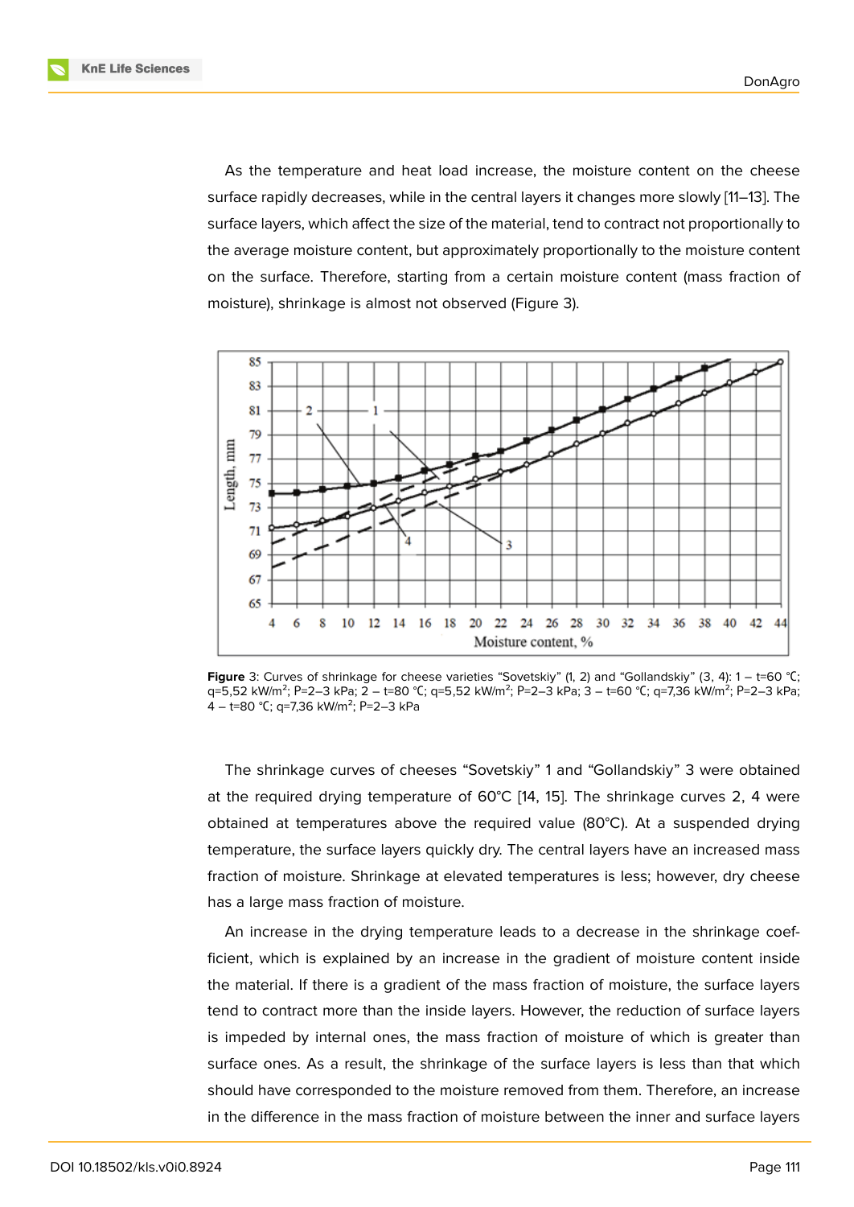As the temperature and heat load increase, the moisture content on the cheese surface rapidly decreases, while in the central layers it changes more slowly [11–13]. The surface layers, which affect the size of the material, tend to contract not proportionally to the average moisture content, but approximately proportionally to the moisture content on the surface. Therefore, starting from a certain moisture content (mass fraction of moisture), shrinkage is almost not observed (Figure 3).

**Figure** 3: Curves of shrinkage for cheese varieties "Sovetskiy" (1, 2) and "Gollandskiy" (3, 4): 1 – t=60 °C; q=5,52 kW/m²; P=2–3 kPa; 2 – t=80 °C; q=5,52 kW/m²; P=2–3 kPa; 3 – t=60 °C; q=7,36 kW/m²; P=2–3 kPa; 4 – t=80 °C; q=7,36 kW/m²; P=2–3 kPa

The shrinkage curves of cheeses "Sovetskiy" 1 and "Gollandskiy" 3 were obtained at the required drying temperature of 60°C [14, 15]. The shrinkage curves 2, 4 were obtained at temperatures above the required value (80°C). At a suspended drying temperature, the surface layers quickly dry. The central layers have an increased mass fraction of moisture. Shrinkage at elevated temperatures is less; however, dry cheese has a large mass fraction of moisture.

An increase in the drying temperature leads to a decrease in the shrinkage coefficient, which is explained by an increase in the gradient of moisture content inside the material. If there is a gradient of the mass fraction of moisture, the surface layers tend to contract more than the inside layers. However, the reduction of surface layers is impeded by internal ones, the mass fraction of moisture of which is greater than surface ones. As a result, the shrinkage of the surface layers is less than that which should have corresponded to the moisture removed from them. Therefore, an increase in the difference in the mass fraction of moisture between the inner and surface layers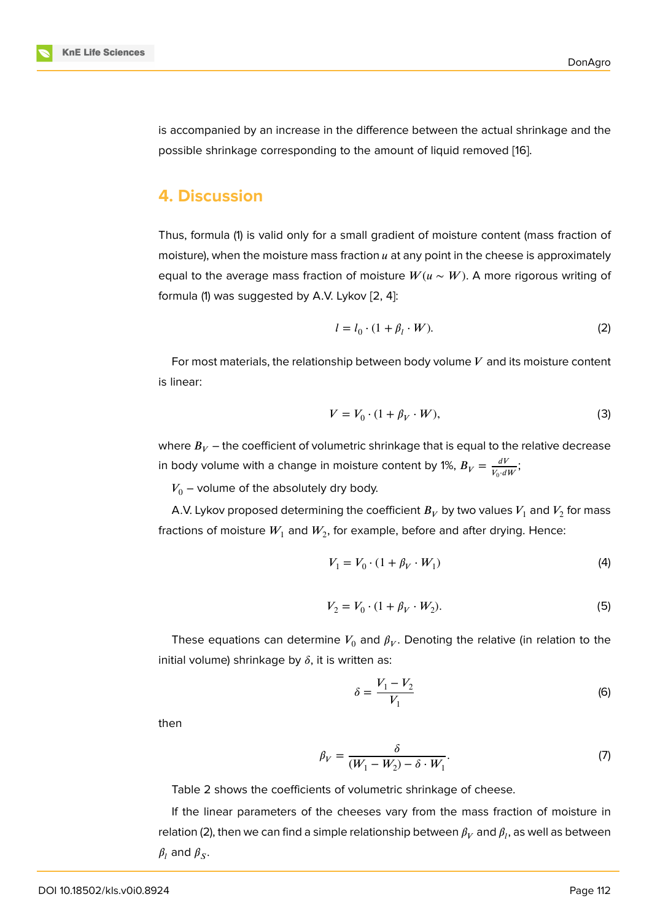is accompanied by an increase in the difference between the actual shrinkage and the possible shrinkage corresponding to the amount of liquid removed [16].

## 4. Discussion

Thus, formula (1) is valid only for a small gradient of moisture content (mass fraction of moisture), when the moisture mass fraction $u$ at any point in the cheese is approximately equal to the average mass fraction of moisture $W (u \sim W)$. A more rigorous writing of formula (1) was suggested by A.V. Lykov [2, 4]:

$$l = l_0 \cdot (1 + \beta_l \cdot W). \tag{2}$$

For most materials, the relationship between body volume $V$ and its moisture content is linear:

$$V = V_0 \cdot (1 + \beta_V \cdot W), \tag{3}$$

where $B_V$ – the coefficient of volumetric shrinkage that is equal to the relative decrease in body volume with a change in moisture content by 1%, $B_V = \frac{dV}{V_0 \cdot dW}$;

$V_0$ – volume of the absolutely dry body.

A.V. Lykov proposed determining the coefficient $B_V$ by two values $V_1$ and $V_2$ for mass fractions of moisture $W_1$ and $W_2$, for example, before and after drying. Hence:

$$V_1 = V_0 \cdot (1 + \beta_V \cdot W_1) \tag{4}$$

$$V_2 = V_0 \cdot (1 + \beta_V \cdot W_2). \tag{5}$$

These equations can determine $V_0$ and $\beta_V$. Denoting the relative (in relation to the initial volume) shrinkage by $\delta$, it is written as:

$$\delta = \frac{V_1 - V_2}{V_1} \tag{6}$$

then

$$\beta_V = \frac{\delta}{(W_1 - W_2) - \delta \cdot W_1}. \tag{7}$$

Table 2 shows the coefficients of volumetric shrinkage of cheese.

If the linear parameters of the cheeses vary from the mass fraction of moisture in relation (2), then we can find a simple relationship between $\beta_V$ and $\beta_l$, as well as between $\beta_l$ and $\beta_S$.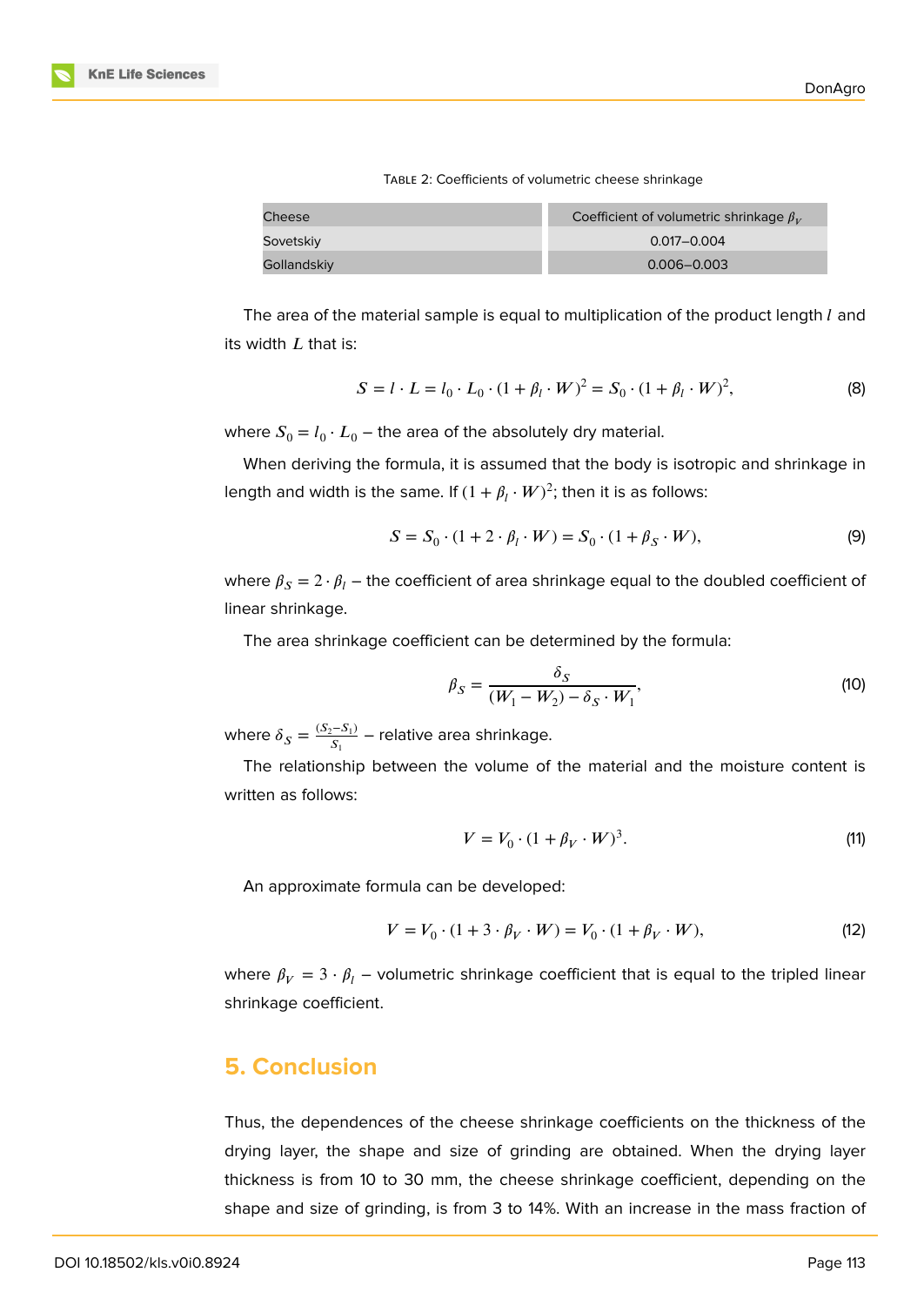TABLE 2: Coefficients of volumetric cheese shrinkage

| Cheese | Coefficient of volumetric shrinkage $\beta_V$ |
|---|---|
| Sovetskiy | 0.017–0.004 |
| Gollandskiy | 0.006–0.003 |

The area of the material sample is equal to multiplication of the product length $l$ and its width $L$ that is:

$$S = l \cdot L = l_0 \cdot L_0 \cdot (1 + \beta_l \cdot W)^2 = S_0 \cdot (1 + \beta_l \cdot W)^2, \tag{8}$$

where $S_0 = l_0 \cdot L_0$ – the area of the absolutely dry material.

When deriving the formula, it is assumed that the body is isotropic and shrinkage in length and width is the same. If $(1 + \beta_l \cdot W)^2$; then it is as follows:

$$S = S_0 \cdot (1 + 2 \cdot \beta_l \cdot W) = S_0 \cdot (1 + \beta_S \cdot W), \tag{9}$$

where $\beta_S = 2 \cdot \beta_l$ – the coefficient of area shrinkage equal to the doubled coefficient of linear shrinkage.

The area shrinkage coefficient can be determined by the formula:

$$\beta_S = \frac{\delta_S}{(W_1 - W_2) - \delta_S \cdot W_1}, \tag{10}$$

where $\delta_S = \frac{(S_2 - S_1)}{S_1}$ – relative area shrinkage.

The relationship between the volume of the material and the moisture content is written as follows:

$$V = V_0 \cdot (1 + \beta_V \cdot W)^3. \tag{11}$$

An approximate formula can be developed:

$$V = V_0 \cdot (1 + 3 \cdot \beta_V \cdot W) = V_0 \cdot (1 + \beta_V \cdot W), \tag{12}$$

where $\beta_V = 3 \cdot \beta_l$ – volumetric shrinkage coefficient that is equal to the tripled linear shrinkage coefficient.

## 5. Conclusion

Thus, the dependences of the cheese shrinkage coefficients on the thickness of the drying layer, the shape and size of grinding are obtained. When the drying layer thickness is from 10 to 30 mm, the cheese shrinkage coefficient, depending on the shape and size of grinding, is from 3 to 14%. With an increase in the mass fraction of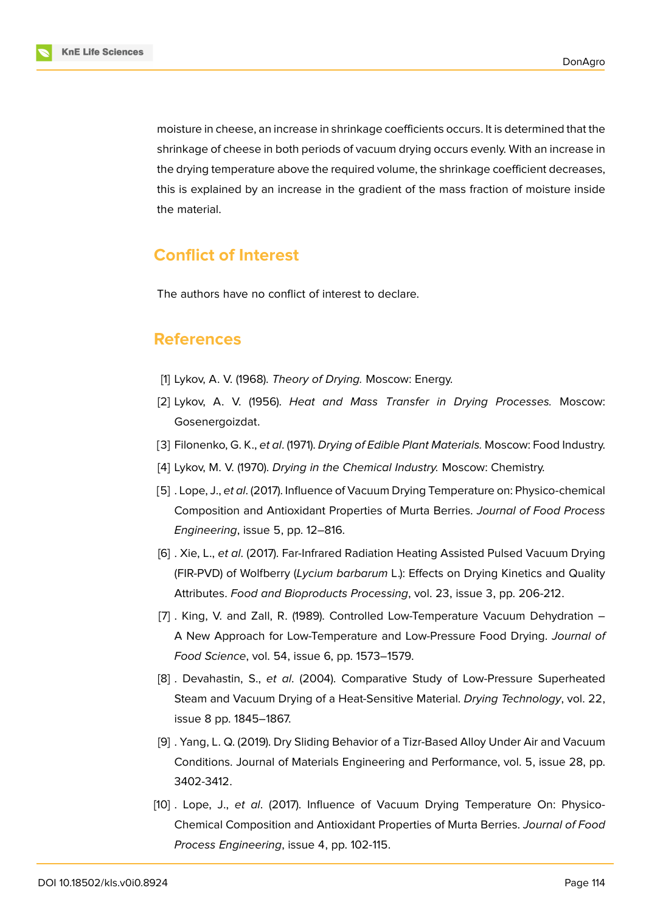moisture in cheese, an increase in shrinkage coefficients occurs. It is determined that the shrinkage of cheese in both periods of vacuum drying occurs evenly. With an increase in the drying temperature above the required volume, the shrinkage coefficient decreases, this is explained by an increase in the gradient of the mass fraction of moisture inside the material.

## Conflict of Interest

The authors have no conflict of interest to declare.

## References

[1] Lykov, A. V. (1968). *Theory of Drying.* Moscow: Energy.

[2] Lykov, A. V. (1956). *Heat and Mass Transfer in Drying Processes.* Moscow: Gosenergoizdat.

[3] Filonenko, G. K., *et al*. (1971). *Drying of Edible Plant Materials.* Moscow: Food Industry.

[4] Lykov, M. V. (1970). *Drying in the Chemical Industry.* Moscow: Chemistry.

[5] . Lope, J., *et al*. (2017). Influence of Vacuum Drying Temperature on: Physico-chemical Composition and Antioxidant Properties of Murta Berries. *Journal of Food Process Engineering*, issue 5, pp. 12–816.

[6] . Xie, L., *et al*. (2017). Far-Infrared Radiation Heating Assisted Pulsed Vacuum Drying (FIR-PVD) of Wolfberry (*Lycium barbarum* L.): Effects on Drying Kinetics and Quality Attributes. *Food and Bioproducts Processing*, vol. 23, issue 3, pp. 206-212.

[7] . King, V. and Zall, R. (1989). Controlled Low-Temperature Vacuum Dehydration – A New Approach for Low-Temperature and Low-Pressure Food Drying. *Journal of Food Science*, vol. 54, issue 6, pp. 1573–1579.

[8] . Devahastin, S., *et al*. (2004). Comparative Study of Low-Pressure Superheated Steam and Vacuum Drying of a Heat-Sensitive Material. *Drying Technology*, vol. 22, issue 8 pp. 1845–1867.

[9] . Yang, L. Q. (2019). Dry Sliding Behavior of a Tizr-Based Alloy Under Air and Vacuum Conditions. Journal of Materials Engineering and Performance, vol. 5, issue 28, pp. 3402-3412.

[10] . Lope, J., *et al*. (2017). Influence of Vacuum Drying Temperature On: Physico-Chemical Composition and Antioxidant Properties of Murta Berries. *Journal of Food Process Engineering*, issue 4, pp. 102-115.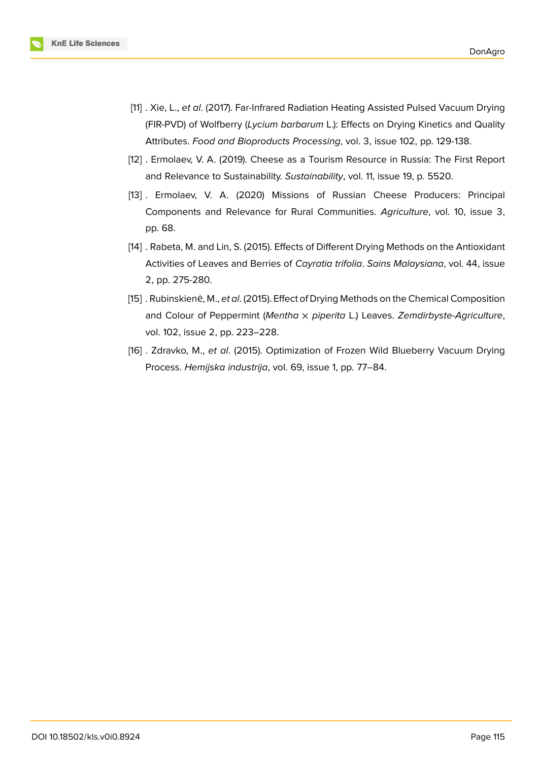[11] . Xie, L., *et al*. (2017). Far-Infrared Radiation Heating Assisted Pulsed Vacuum Drying (FIR-PVD) of Wolfberry (*Lycium barbarum* L.): Effects on Drying Kinetics and Quality Attributes. *Food and Bioproducts Processing*, vol. 3, issue 102, pp. 129-138.

[12] . Ermolaev, V. A. (2019). Cheese as a Tourism Resource in Russia: The First Report and Relevance to Sustainability. *Sustainability*, vol. 11, issue 19, p. 5520.

[13] . Ermolaev, V. A. (2020) Missions of Russian Cheese Producers: Principal Components and Relevance for Rural Communities. *Agriculture*, vol. 10, issue 3, pp. 68.

[14] . Rabeta, M. and Lin, S. (2015). Effects of Different Drying Methods on the Antioxidant Activities of Leaves and Berries of *Cayratia trifolia*. *Sains Malaysiana*, vol. 44, issue 2, pp. 275-280.

[15] . Rubinskienė, M., *et al*. (2015). Effect of Drying Methods on the Chemical Composition and Colour of Peppermint (*Mentha* × *piperita* L.) Leaves. *Zemdirbyste-Agriculture*, vol. 102, issue 2, pp. 223–228.

[16] . Zdravko, M., *et al*. (2015). Optimization of Frozen Wild Blueberry Vacuum Drying Process. *Hemijska industrija*, vol. 69, issue 1, pp. 77–84.